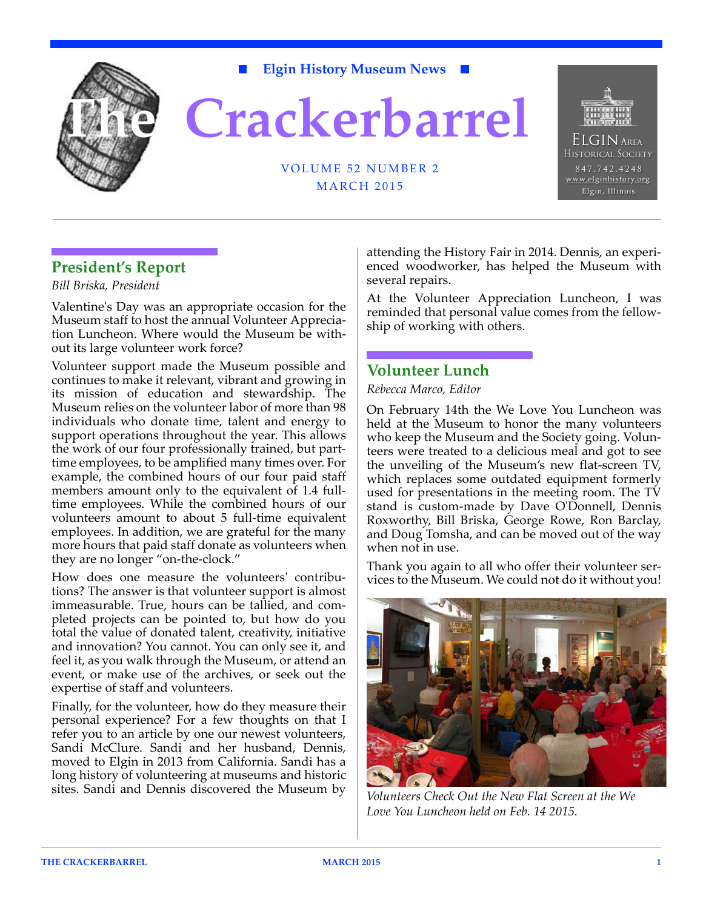■ **Elgin History Museum News** ■

# The Crackerbarrel

VOLUME 52 NUMBER 2
MARCH 2015

ELGIN AREA HISTORICAL SOCIETY
847.742.4248
www.elginhistory.org
Elgin, Illinois

## President's Report

*Bill Briska, President*

Valentine's Day was an appropriate occasion for the Museum staff to host the annual Volunteer Appreciation Luncheon. Where would the Museum be without its large volunteer work force?

Volunteer support made the Museum possible and continues to make it relevant, vibrant and growing in its mission of education and stewardship. The Museum relies on the volunteer labor of more than 98 individuals who donate time, talent and energy to support operations throughout the year. This allows the work of our four professionally trained, but part-time employees, to be amplified many times over. For example, the combined hours of our four paid staff members amount only to the equivalent of 1.4 full-time employees. While the combined hours of our volunteers amount to about 5 full-time equivalent employees. In addition, we are grateful for the many more hours that paid staff donate as volunteers when they are no longer "on-the-clock."

How does one measure the volunteers' contributions? The answer is that volunteer support is almost immeasurable. True, hours can be tallied, and completed projects can be pointed to, but how do you total the value of donated talent, creativity, initiative and innovation? You cannot. You can only see it, and feel it, as you walk through the Museum, or attend an event, or make use of the archives, or seek out the expertise of staff and volunteers.

Finally, for the volunteer, how do they measure their personal experience? For a few thoughts on that I refer you to an article by one our newest volunteers, Sandi McClure. Sandi and her husband, Dennis, moved to Elgin in 2013 from California. Sandi has a long history of volunteering at museums and historic sites. Sandi and Dennis discovered the Museum by attending the History Fair in 2014. Dennis, an experienced woodworker, has helped the Museum with several repairs.

At the Volunteer Appreciation Luncheon, I was reminded that personal value comes from the fellowship of working with others.

## Volunteer Lunch

*Rebecca Marco, Editor*

On February 14th the We Love You Luncheon was held at the Museum to honor the many volunteers who keep the Museum and the Society going. Volunteers were treated to a delicious meal and got to see the unveiling of the Museum's new flat-screen TV, which replaces some outdated equipment formerly used for presentations in the meeting room. The TV stand is custom-made by Dave O'Donnell, Dennis Roxworthy, Bill Briska, George Rowe, Ron Barclay, and Doug Tomsha, and can be moved out of the way when not in use.

Thank you again to all who offer their volunteer services to the Museum. We could not do it without you!

*Volunteers Check Out the New Flat Screen at the We Love You Luncheon held on Feb. 14 2015.*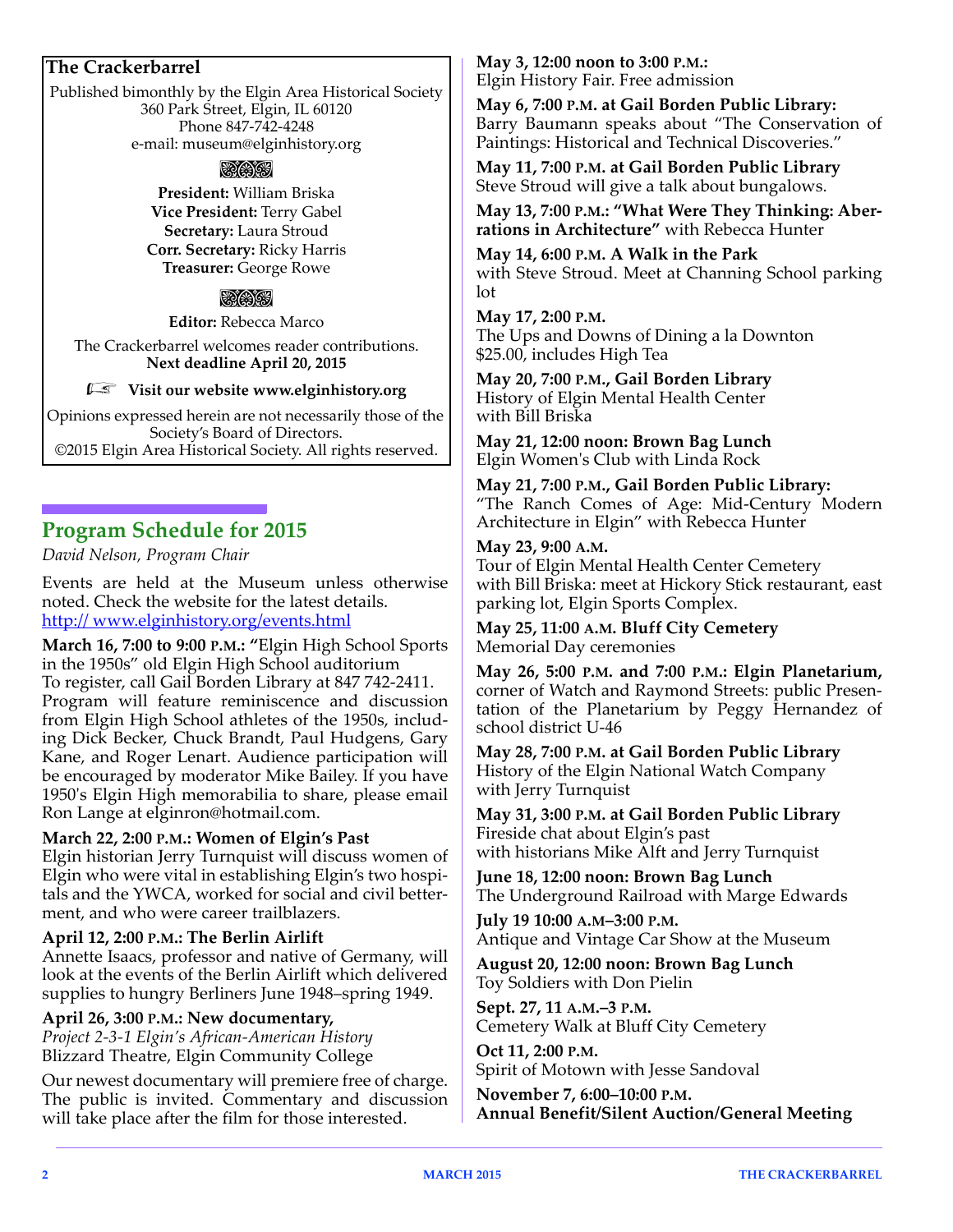**The Crackerbarrel**

Published bimonthly by the Elgin Area Historical Society
360 Park Street, Elgin, IL 60120
Phone 847-742-4248
e-mail: museum@elginhistory.org

**President:** William Briska
**Vice President:** Terry Gabel
**Secretary:** Laura Stroud
**Corr. Secretary:** Ricky Harris
**Treasurer:** George Rowe

**Editor:** Rebecca Marco

The Crackerbarrel welcomes reader contributions.
**Next deadline April 20, 2015**

☞ **Visit our website www.elginhistory.org**

Opinions expressed herein are not necessarily those of the Society's Board of Directors.
©2015 Elgin Area Historical Society. All rights reserved.

## Program Schedule for 2015

*David Nelson, Program Chair*

Events are held at the Museum unless otherwise noted. Check the website for the latest details. http:// www.elginhistory.org/events.html

**March 16, 7:00 to 9:00 P.M.: "**Elgin High School Sports in the 1950s" old Elgin High School auditorium
To register, call Gail Borden Library at 847 742-2411. Program will feature reminiscence and discussion from Elgin High School athletes of the 1950s, including Dick Becker, Chuck Brandt, Paul Hudgens, Gary Kane, and Roger Lenart. Audience participation will be encouraged by moderator Mike Bailey. If you have 1950's Elgin High memorabilia to share, please email Ron Lange at elginron@hotmail.com.

**March 22, 2:00 P.M.: Women of Elgin's Past**
Elgin historian Jerry Turnquist will discuss women of Elgin who were vital in establishing Elgin's two hospitals and the YWCA, worked for social and civil betterment, and who were career trailblazers.

**April 12, 2:00 P.M.: The Berlin Airlift**
Annette Isaacs, professor and native of Germany, will look at the events of the Berlin Airlift which delivered supplies to hungry Berliners June 1948–spring 1949.

**April 26, 3:00 P.M.: New documentary,**
*Project 2-3-1 Elgin's African-American History*
Blizzard Theatre, Elgin Community College

Our newest documentary will premiere free of charge. The public is invited. Commentary and discussion will take place after the film for those interested.

**May 3, 12:00 noon to 3:00 P.M.:**
Elgin History Fair. Free admission

**May 6, 7:00 P.M. at Gail Borden Public Library:**
Barry Baumann speaks about "The Conservation of Paintings: Historical and Technical Discoveries."

**May 11, 7:00 P.M. at Gail Borden Public Library**
Steve Stroud will give a talk about bungalows.

**May 13, 7:00 P.M.: "What Were They Thinking: Aberrations in Architecture"** with Rebecca Hunter

**May 14, 6:00 P.M. A Walk in the Park**
with Steve Stroud. Meet at Channing School parking lot

**May 17, 2:00 P.M.**
The Ups and Downs of Dining a la Downton
$25.00, includes High Tea

**May 20, 7:00 P.M., Gail Borden Library**
History of Elgin Mental Health Center
with Bill Briska

**May 21, 12:00 noon: Brown Bag Lunch**
Elgin Women's Club with Linda Rock

**May 21, 7:00 P.M., Gail Borden Public Library:**
"The Ranch Comes of Age: Mid-Century Modern Architecture in Elgin" with Rebecca Hunter

**May 23, 9:00 A.M.**
Tour of Elgin Mental Health Center Cemetery
with Bill Briska: meet at Hickory Stick restaurant, east parking lot, Elgin Sports Complex.

**May 25, 11:00 A.M. Bluff City Cemetery**
Memorial Day ceremonies

**May 26, 5:00 P.M. and 7:00 P.M.: Elgin Planetarium,** corner of Watch and Raymond Streets: public Presentation of the Planetarium by Peggy Hernandez of school district U-46

**May 28, 7:00 P.M. at Gail Borden Public Library**
History of the Elgin National Watch Company
with Jerry Turnquist

**May 31, 3:00 P.M. at Gail Borden Public Library**
Fireside chat about Elgin's past
with historians Mike Alft and Jerry Turnquist

**June 18, 12:00 noon: Brown Bag Lunch**
The Underground Railroad with Marge Edwards

**July 19 10:00 A.M–3:00 P.M.**
Antique and Vintage Car Show at the Museum

**August 20, 12:00 noon: Brown Bag Lunch**
Toy Soldiers with Don Pielin

**Sept. 27, 11 A.M.–3 P.M.**
Cemetery Walk at Bluff City Cemetery

**Oct 11, 2:00 P.M.**
Spirit of Motown with Jesse Sandoval

**November 7, 6:00–10:00 P.M.**
**Annual Benefit/Silent Auction/General Meeting**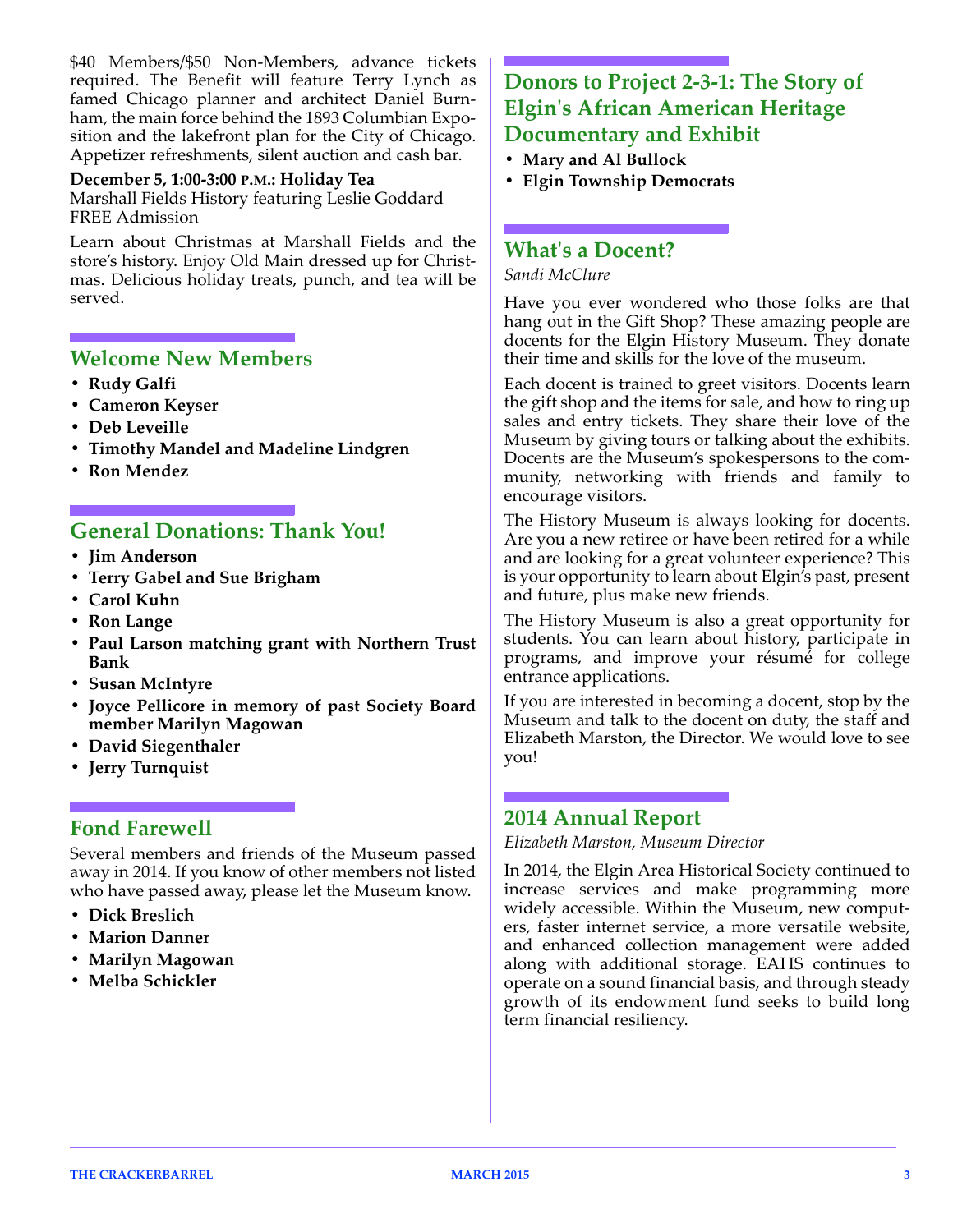$40 Members/$50 Non-Members, advance tickets required. The Benefit will feature Terry Lynch as famed Chicago planner and architect Daniel Burnham, the main force behind the 1893 Columbian Exposition and the lakefront plan for the City of Chicago. Appetizer refreshments, silent auction and cash bar.

**December 5, 1:00-3:00 P.M.: Holiday Tea**
Marshall Fields History featuring Leslie Goddard
FREE Admission

Learn about Christmas at Marshall Fields and the store's history. Enjoy Old Main dressed up for Christmas. Delicious holiday treats, punch, and tea will be served.

## Welcome New Members

- **Rudy Galfi**
- **Cameron Keyser**
- **Deb Leveille**
- **Timothy Mandel and Madeline Lindgren**
- **Ron Mendez**

## General Donations: Thank You!

- **Jim Anderson**
- **Terry Gabel and Sue Brigham**
- **Carol Kuhn**
- **Ron Lange**
- **Paul Larson matching grant with Northern Trust Bank**
- **Susan McIntyre**
- **Joyce Pellicore in memory of past Society Board member Marilyn Magowan**
- **David Siegenthaler**
- **Jerry Turnquist**

## Fond Farewell

Several members and friends of the Museum passed away in 2014. If you know of other members not listed who have passed away, please let the Museum know.

- **Dick Breslich**
- **Marion Danner**
- **Marilyn Magowan**
- **Melba Schickler**

## Donors to Project 2-3-1: The Story of Elgin's African American Heritage Documentary and Exhibit

- **Mary and Al Bullock**
- **Elgin Township Democrats**

## What's a Docent?

*Sandi McClure*

Have you ever wondered who those folks are that hang out in the Gift Shop? These amazing people are docents for the Elgin History Museum. They donate their time and skills for the love of the museum.

Each docent is trained to greet visitors. Docents learn the gift shop and the items for sale, and how to ring up sales and entry tickets. They share their love of the Museum by giving tours or talking about the exhibits. Docents are the Museum's spokespersons to the community, networking with friends and family to encourage visitors.

The History Museum is always looking for docents. Are you a new retiree or have been retired for a while and are looking for a great volunteer experience? This is your opportunity to learn about Elgin's past, present and future, plus make new friends.

The History Museum is also a great opportunity for students. You can learn about history, participate in programs, and improve your résumé for college entrance applications.

If you are interested in becoming a docent, stop by the Museum and talk to the docent on duty, the staff and Elizabeth Marston, the Director. We would love to see you!

## 2014 Annual Report

*Elizabeth Marston, Museum Director*

In 2014, the Elgin Area Historical Society continued to increase services and make programming more widely accessible. Within the Museum, new computers, faster internet service, a more versatile website, and enhanced collection management were added along with additional storage. EAHS continues to operate on a sound financial basis, and through steady growth of its endowment fund seeks to build long term financial resiliency.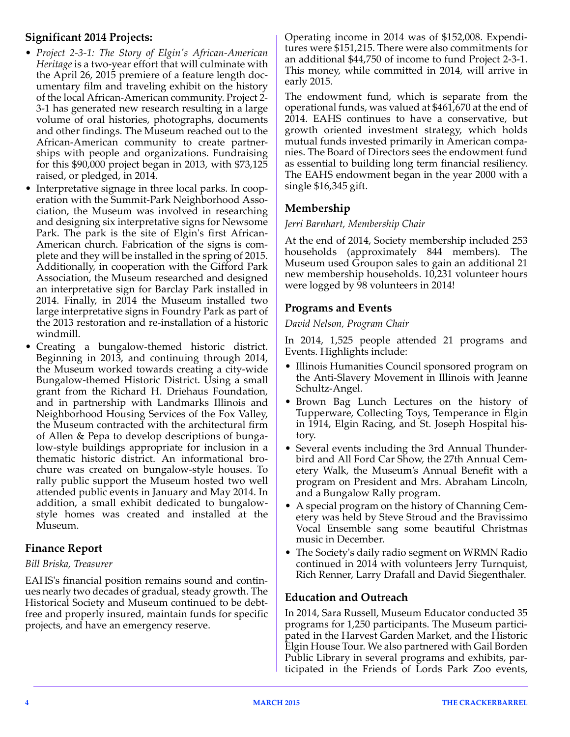## Significant 2014 Projects:

- *Project 2-3-1: The Story of Elgin's African-American Heritage* is a two-year effort that will culminate with the April 26, 2015 premiere of a feature length documentary film and traveling exhibit on the history of the local African-American community. Project 2-3-1 has generated new research resulting in a large volume of oral histories, photographs, documents and other findings. The Museum reached out to the African-American community to create partnerships with people and organizations. Fundraising for this $90,000 project began in 2013, with $73,125 raised, or pledged, in 2014.
- Interpretative signage in three local parks. In cooperation with the Summit-Park Neighborhood Association, the Museum was involved in researching and designing six interpretative signs for Newsome Park. The park is the site of Elgin's first African-American church. Fabrication of the signs is complete and they will be installed in the spring of 2015. Additionally, in cooperation with the Gifford Park Association, the Museum researched and designed an interpretative sign for Barclay Park installed in 2014. Finally, in 2014 the Museum installed two large interpretative signs in Foundry Park as part of the 2013 restoration and re-installation of a historic windmill.
- Creating a bungalow-themed historic district. Beginning in 2013, and continuing through 2014, the Museum worked towards creating a city-wide Bungalow-themed Historic District. Using a small grant from the Richard H. Driehaus Foundation, and in partnership with Landmarks Illinois and Neighborhood Housing Services of the Fox Valley, the Museum contracted with the architectural firm of Allen & Pepa to develop descriptions of bungalow-style buildings appropriate for inclusion in a thematic historic district. An informational brochure was created on bungalow-style houses. To rally public support the Museum hosted two well attended public events in January and May 2014. In addition, a small exhibit dedicated to bungalow-style homes was created and installed at the Museum.

## Finance Report

*Bill Briska, Treasurer*

EAHS's financial position remains sound and continues nearly two decades of gradual, steady growth. The Historical Society and Museum continued to be debt-free and properly insured, maintain funds for specific projects, and have an emergency reserve.

Operating income in 2014 was of $152,008. Expenditures were $151,215. There were also commitments for an additional $44,750 of income to fund Project 2-3-1. This money, while committed in 2014, will arrive in early 2015.

The endowment fund, which is separate from the operational funds, was valued at $461,670 at the end of 2014. EAHS continues to have a conservative, but growth oriented investment strategy, which holds mutual funds invested primarily in American companies. The Board of Directors sees the endowment fund as essential to building long term financial resiliency. The EAHS endowment began in the year 2000 with a single $16,345 gift.

## Membership

*Jerri Barnhart, Membership Chair*

At the end of 2014, Society membership included 253 households (approximately 844 members). The Museum used Groupon sales to gain an additional 21 new membership households. 10,231 volunteer hours were logged by 98 volunteers in 2014!

## Programs and Events

*David Nelson, Program Chair*

In 2014, 1,525 people attended 21 programs and Events. Highlights include:

- Illinois Humanities Council sponsored program on the Anti-Slavery Movement in Illinois with Jeanne Schultz-Angel.
- Brown Bag Lunch Lectures on the history of Tupperware, Collecting Toys, Temperance in Elgin in 1914, Elgin Racing, and St. Joseph Hospital history.
- Several events including the 3rd Annual Thunderbird and All Ford Car Show, the 27th Annual Cemetery Walk, the Museum's Annual Benefit with a program on President and Mrs. Abraham Lincoln, and a Bungalow Rally program.
- A special program on the history of Channing Cemetery was held by Steve Stroud and the Bravissimo Vocal Ensemble sang some beautiful Christmas music in December.
- The Society's daily radio segment on WRMN Radio continued in 2014 with volunteers Jerry Turnquist, Rich Renner, Larry Drafall and David Siegenthaler.

## Education and Outreach

In 2014, Sara Russell, Museum Educator conducted 35 programs for 1,250 participants. The Museum participated in the Harvest Garden Market, and the Historic Elgin House Tour. We also partnered with Gail Borden Public Library in several programs and exhibits, participated in the Friends of Lords Park Zoo events,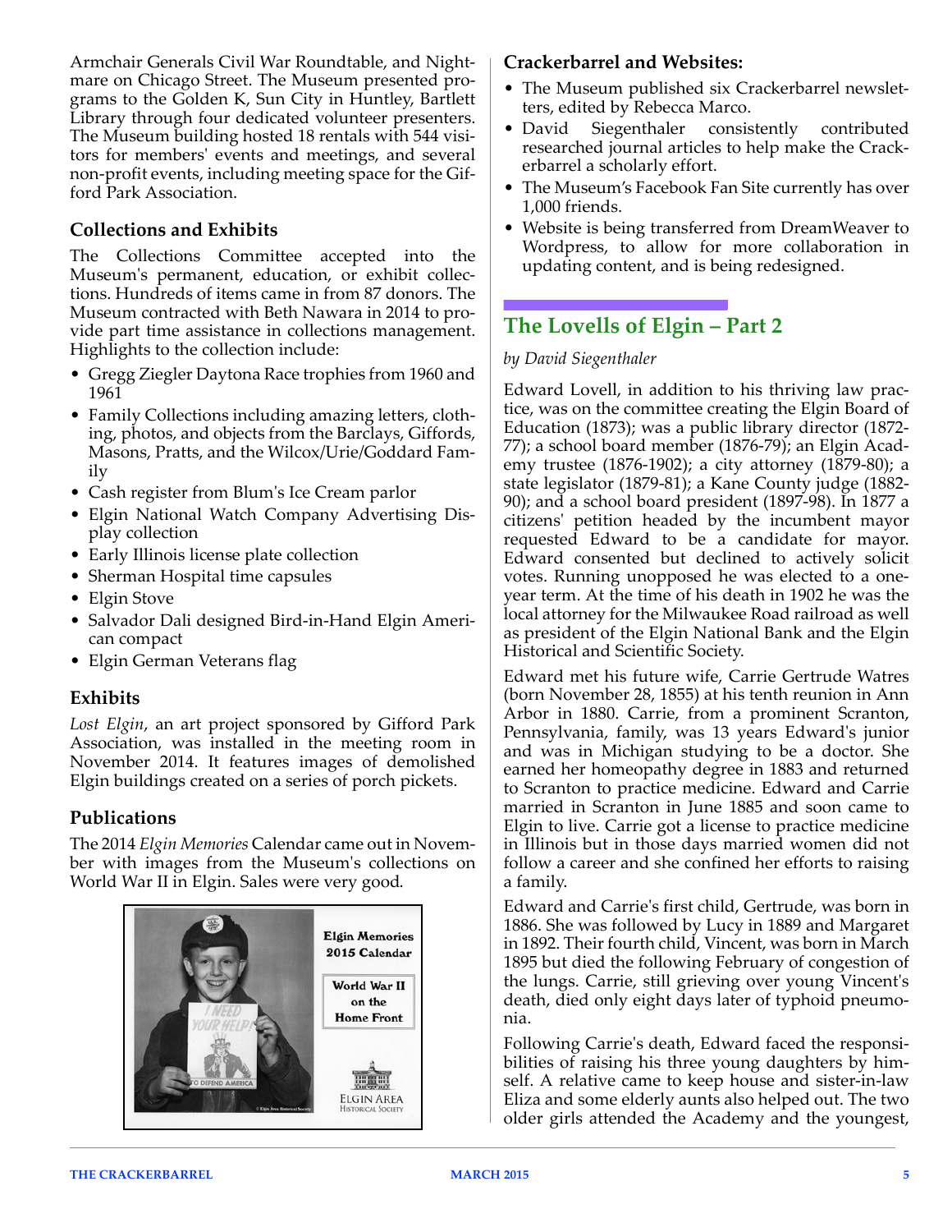Armchair Generals Civil War Roundtable, and Nightmare on Chicago Street. The Museum presented programs to the Golden K, Sun City in Huntley, Bartlett Library through four dedicated volunteer presenters. The Museum building hosted 18 rentals with 544 visitors for members' events and meetings, and several non-profit events, including meeting space for the Gifford Park Association.

### Collections and Exhibits

The Collections Committee accepted into the Museum's permanent, education, or exhibit collections. Hundreds of items came in from 87 donors. The Museum contracted with Beth Nawara in 2014 to provide part time assistance in collections management. Highlights to the collection include:

- Gregg Ziegler Daytona Race trophies from 1960 and 1961
- Family Collections including amazing letters, clothing, photos, and objects from the Barclays, Giffords, Masons, Pratts, and the Wilcox/Urie/Goddard Family
- Cash register from Blum's Ice Cream parlor
- Elgin National Watch Company Advertising Display collection
- Early Illinois license plate collection
- Sherman Hospital time capsules
- Elgin Stove
- Salvador Dali designed Bird-in-Hand Elgin American compact
- Elgin German Veterans flag

### Exhibits

*Lost Elgin*, an art project sponsored by Gifford Park Association, was installed in the meeting room in November 2014. It features images of demolished Elgin buildings created on a series of porch pickets.

### Publications

The 2014 *Elgin Memories* Calendar came out in November with images from the Museum's collections on World War II in Elgin. Sales were very good.

Elgin Memories 2015 Calendar

World War II on the Home Front

Elgin Area Historical Society

### Crackerbarrel and Websites:

- The Museum published six Crackerbarrel newsletters, edited by Rebecca Marco.
- David Siegenthaler consistently contributed researched journal articles to help make the Crackerbarrel a scholarly effort.
- The Museum's Facebook Fan Site currently has over 1,000 friends.
- Website is being transferred from DreamWeaver to Wordpress, to allow for more collaboration in updating content, and is being redesigned.

## The Lovells of Elgin – Part 2

*by David Siegenthaler*

Edward Lovell, in addition to his thriving law practice, was on the committee creating the Elgin Board of Education (1873); was a public library director (1872-77); a school board member (1876-79); an Elgin Academy trustee (1876-1902); a city attorney (1879-80); a state legislator (1879-81); a Kane County judge (1882-90); and a school board president (1897-98). In 1877 a citizens' petition headed by the incumbent mayor requested Edward to be a candidate for mayor. Edward consented but declined to actively solicit votes. Running unopposed he was elected to a one-year term. At the time of his death in 1902 he was the local attorney for the Milwaukee Road railroad as well as president of the Elgin National Bank and the Elgin Historical and Scientific Society.

Edward met his future wife, Carrie Gertrude Watres (born November 28, 1855) at his tenth reunion in Ann Arbor in 1880. Carrie, from a prominent Scranton, Pennsylvania, family, was 13 years Edward's junior and was in Michigan studying to be a doctor. She earned her homeopathy degree in 1883 and returned to Scranton to practice medicine. Edward and Carrie married in Scranton in June 1885 and soon came to Elgin to live. Carrie got a license to practice medicine in Illinois but in those days married women did not follow a career and she confined her efforts to raising a family.

Edward and Carrie's first child, Gertrude, was born in 1886. She was followed by Lucy in 1889 and Margaret in 1892. Their fourth child, Vincent, was born in March 1895 but died the following February of congestion of the lungs. Carrie, still grieving over young Vincent's death, died only eight days later of typhoid pneumonia.

Following Carrie's death, Edward faced the responsibilities of raising his three young daughters by himself. A relative came to keep house and sister-in-law Eliza and some elderly aunts also helped out. The two older girls attended the Academy and the youngest,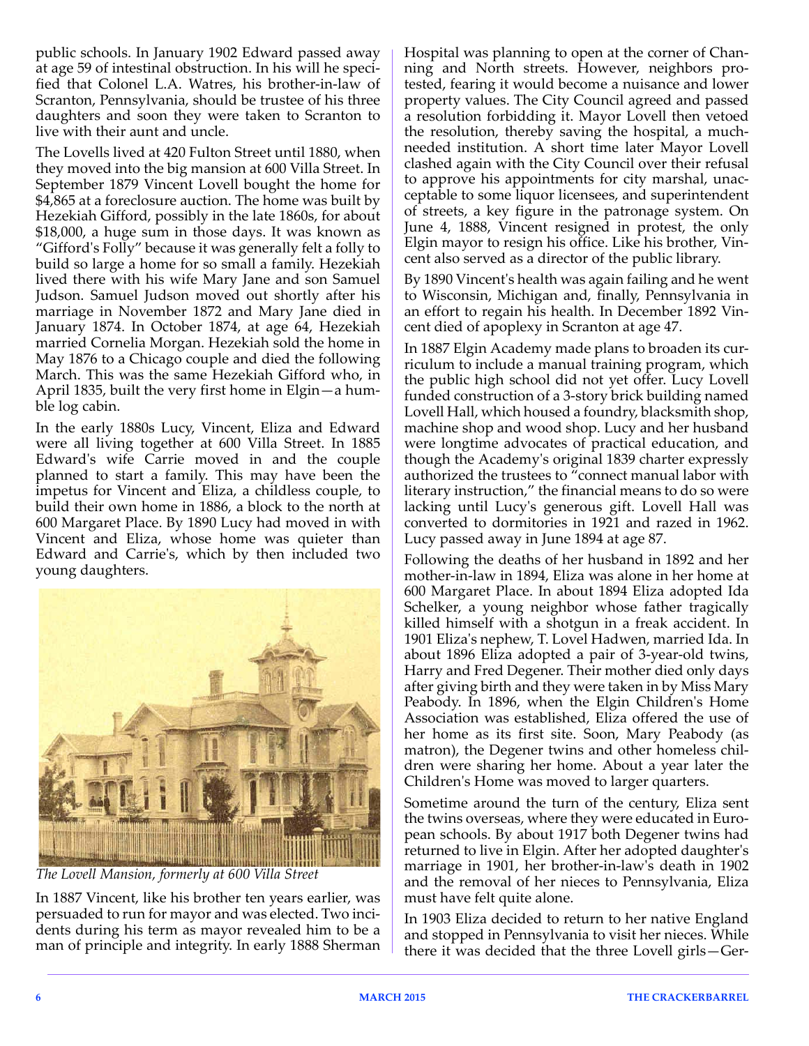public schools. In January 1902 Edward passed away at age 59 of intestinal obstruction. In his will he specified that Colonel L.A. Watres, his brother-in-law of Scranton, Pennsylvania, should be trustee of his three daughters and soon they were taken to Scranton to live with their aunt and uncle.

The Lovells lived at 420 Fulton Street until 1880, when they moved into the big mansion at 600 Villa Street. In September 1879 Vincent Lovell bought the home for $4,865 at a foreclosure auction. The home was built by Hezekiah Gifford, possibly in the late 1860s, for about $18,000, a huge sum in those days. It was known as "Gifford's Folly" because it was generally felt a folly to build so large a home for so small a family. Hezekiah lived there with his wife Mary Jane and son Samuel Judson. Samuel Judson moved out shortly after his marriage in November 1872 and Mary Jane died in January 1874. In October 1874, at age 64, Hezekiah married Cornelia Morgan. Hezekiah sold the home in May 1876 to a Chicago couple and died the following March. This was the same Hezekiah Gifford who, in April 1835, built the very first home in Elgin—a humble log cabin.

In the early 1880s Lucy, Vincent, Eliza and Edward were all living together at 600 Villa Street. In 1885 Edward's wife Carrie moved in and the couple planned to start a family. This may have been the impetus for Vincent and Eliza, a childless couple, to build their own home in 1886, a block to the north at 600 Margaret Place. By 1890 Lucy had moved in with Vincent and Eliza, whose home was quieter than Edward and Carrie's, which by then included two young daughters.

*The Lovell Mansion, formerly at 600 Villa Street*

In 1887 Vincent, like his brother ten years earlier, was persuaded to run for mayor and was elected. Two incidents during his term as mayor revealed him to be a man of principle and integrity. In early 1888 Sherman Hospital was planning to open at the corner of Channing and North streets. However, neighbors protested, fearing it would become a nuisance and lower property values. The City Council agreed and passed a resolution forbidding it. Mayor Lovell then vetoed the resolution, thereby saving the hospital, a much-needed institution. A short time later Mayor Lovell clashed again with the City Council over their refusal to approve his appointments for city marshal, unacceptable to some liquor licensees, and superintendent of streets, a key figure in the patronage system. On June 4, 1888, Vincent resigned in protest, the only Elgin mayor to resign his office. Like his brother, Vincent also served as a director of the public library.

By 1890 Vincent's health was again failing and he went to Wisconsin, Michigan and, finally, Pennsylvania in an effort to regain his health. In December 1892 Vincent died of apoplexy in Scranton at age 47.

In 1887 Elgin Academy made plans to broaden its curriculum to include a manual training program, which the public high school did not yet offer. Lucy Lovell funded construction of a 3-story brick building named Lovell Hall, which housed a foundry, blacksmith shop, machine shop and wood shop. Lucy and her husband were longtime advocates of practical education, and though the Academy's original 1839 charter expressly authorized the trustees to "connect manual labor with literary instruction," the financial means to do so were lacking until Lucy's generous gift. Lovell Hall was converted to dormitories in 1921 and razed in 1962. Lucy passed away in June 1894 at age 87.

Following the deaths of her husband in 1892 and her mother-in-law in 1894, Eliza was alone in her home at 600 Margaret Place. In about 1894 Eliza adopted Ida Schelker, a young neighbor whose father tragically killed himself with a shotgun in a freak accident. In 1901 Eliza's nephew, T. Lovel Hadwen, married Ida. In about 1896 Eliza adopted a pair of 3-year-old twins, Harry and Fred Degener. Their mother died only days after giving birth and they were taken in by Miss Mary Peabody. In 1896, when the Elgin Children's Home Association was established, Eliza offered the use of her home as its first site. Soon, Mary Peabody (as matron), the Degener twins and other homeless children were sharing her home. About a year later the Children's Home was moved to larger quarters.

Sometime around the turn of the century, Eliza sent the twins overseas, where they were educated in European schools. By about 1917 both Degener twins had returned to live in Elgin. After her adopted daughter's marriage in 1901, her brother-in-law's death in 1902 and the removal of her nieces to Pennsylvania, Eliza must have felt quite alone.

In 1903 Eliza decided to return to her native England and stopped in Pennsylvania to visit her nieces. While there it was decided that the three Lovell girls—Ger-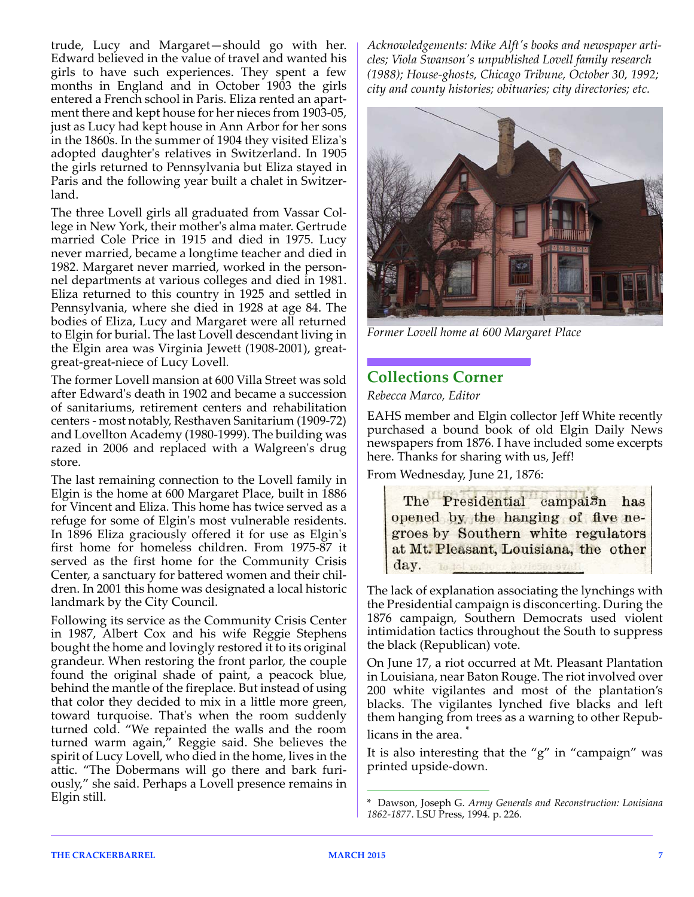trude, Lucy and Margaret—should go with her. Edward believed in the value of travel and wanted his girls to have such experiences. They spent a few months in England and in October 1903 the girls entered a French school in Paris. Eliza rented an apartment there and kept house for her nieces from 1903-05, just as Lucy had kept house in Ann Arbor for her sons in the 1860s. In the summer of 1904 they visited Eliza's adopted daughter's relatives in Switzerland. In 1905 the girls returned to Pennsylvania but Eliza stayed in Paris and the following year built a chalet in Switzerland.

The three Lovell girls all graduated from Vassar College in New York, their mother's alma mater. Gertrude married Cole Price in 1915 and died in 1975. Lucy never married, became a longtime teacher and died in 1982. Margaret never married, worked in the personnel departments at various colleges and died in 1981. Eliza returned to this country in 1925 and settled in Pennsylvania, where she died in 1928 at age 84. The bodies of Eliza, Lucy and Margaret were all returned to Elgin for burial. The last Lovell descendant living in the Elgin area was Virginia Jewett (1908-2001), great-great-great-niece of Lucy Lovell.

The former Lovell mansion at 600 Villa Street was sold after Edward's death in 1902 and became a succession of sanitariums, retirement centers and rehabilitation centers - most notably, Resthaven Sanitarium (1909-72) and Lovellton Academy (1980-1999). The building was razed in 2006 and replaced with a Walgreen's drug store.

The last remaining connection to the Lovell family in Elgin is the home at 600 Margaret Place, built in 1886 for Vincent and Eliza. This home has twice served as a refuge for some of Elgin's most vulnerable residents. In 1896 Eliza graciously offered it for use as Elgin's first home for homeless children. From 1975-87 it served as the first home for the Community Crisis Center, a sanctuary for battered women and their children. In 2001 this home was designated a local historic landmark by the City Council.

Following its service as the Community Crisis Center in 1987, Albert Cox and his wife Reggie Stephens bought the home and lovingly restored it to its original grandeur. When restoring the front parlor, the couple found the original shade of paint, a peacock blue, behind the mantle of the fireplace. But instead of using that color they decided to mix in a little more green, toward turquoise. That's when the room suddenly turned cold. "We repainted the walls and the room turned warm again," Reggie said. She believes the spirit of Lucy Lovell, who died in the home, lives in the attic. "The Dobermans will go there and bark furiously," she said. Perhaps a Lovell presence remains in Elgin still.

*Acknowledgements: Mike Alft's books and newspaper articles; Viola Swanson's unpublished Lovell family research (1988); House-ghosts, Chicago Tribune, October 30, 1992; city and county histories; obituaries; city directories; etc.*

*Former Lovell home at 600 Margaret Place*

## Collections Corner

*Rebecca Marco, Editor*

EAHS member and Elgin collector Jeff White recently purchased a bound book of old Elgin Daily News newspapers from 1876. I have included some excerpts here. Thanks for sharing with us, Jeff!

From Wednesday, June 21, 1876:

> The Presidential campaign has opened by the hanging of five negroes by Southern white regulators at Mt. Pleasant, Louisiana, the other day.

The lack of explanation associating the lynchings with the Presidential campaign is disconcerting. During the 1876 campaign, Southern Democrats used violent intimidation tactics throughout the South to suppress the black (Republican) vote.

On June 17, a riot occurred at Mt. Pleasant Plantation in Louisiana, near Baton Rouge. The riot involved over 200 white vigilantes and most of the plantation's blacks. The vigilantes lynched five blacks and left them hanging from trees as a warning to other Republicans in the area. *

It is also interesting that the "g" in "campaign" was printed upside-down.

---

* Dawson, Joseph G. *Army Generals and Reconstruction: Louisiana 1862-1877*. LSU Press, 1994. p. 226.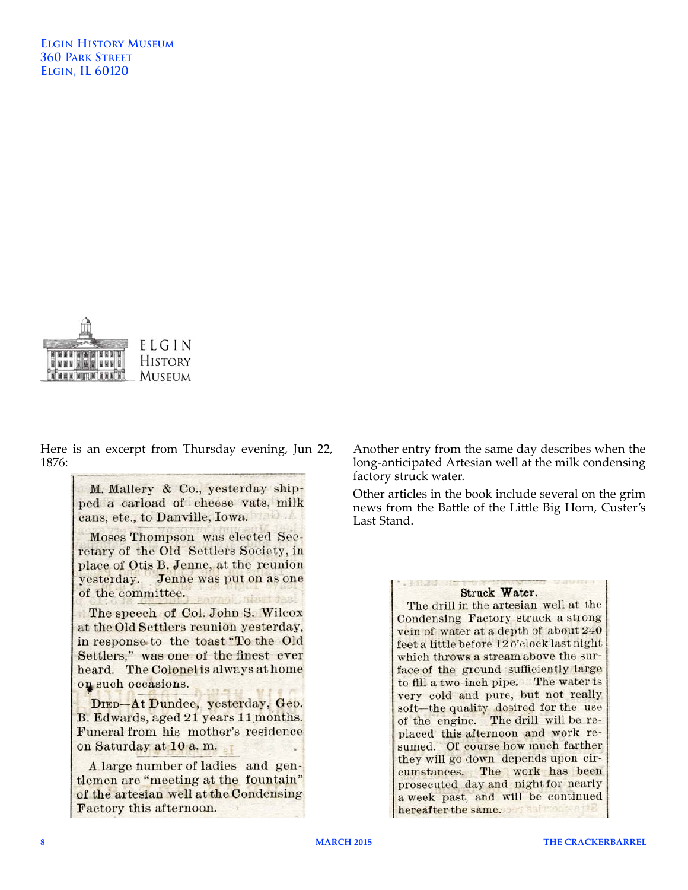Elgin History Museum
360 Park Street
Elgin, IL 60120

ELGIN
HISTORY
MUSEUM

Here is an excerpt from Thursday evening, Jun 22, 1876:

M. Mallery & Co., yesterday shipped a carload of cheese vats, milk cans, etc., to Danville, Iowa.

Moses Thompson was elected Secretary of the Old Settlers Society, in place of Otis B. Jenne, at the reunion yesterday. Jenne was put on as one of the committee.

The speech of Col. John S. Wilcox at the Old Settlers reunion yesterday, in response to the toast "To the Old Settlers," was one of the finest ever heard. The Colonel is always at home on such occasions.

DIED—At Dundee, yesterday, Geo. B. Edwards, aged 21 years 11 months. Funeral from his mother's residence on Saturday at 10 a. m.

A large number of ladies and gentlemen are "meeting at the fountain" of the artesian well at the Condensing Factory this afternoon.

Another entry from the same day describes when the long-anticipated Artesian well at the milk condensing factory struck water.

Other articles in the book include several on the grim news from the Battle of the Little Big Horn, Custer's Last Stand.

**Struck Water.**

The drill in the artesian well at the Condensing Factory struck a strong vein of water at a depth of about 240 feet a little before 12 o'clock last night which throws a stream above the surface of the ground sufficiently large to fill a two-inch pipe. The water is very cold and pure, but not really soft—the quality desired for the use of the engine. The drill will be replaced this afternoon and work resumed. Of course how much farther they will go down depends upon circumstances. The work has been prosecuted day and night for nearly a week past, and will be continued hereafter the same.